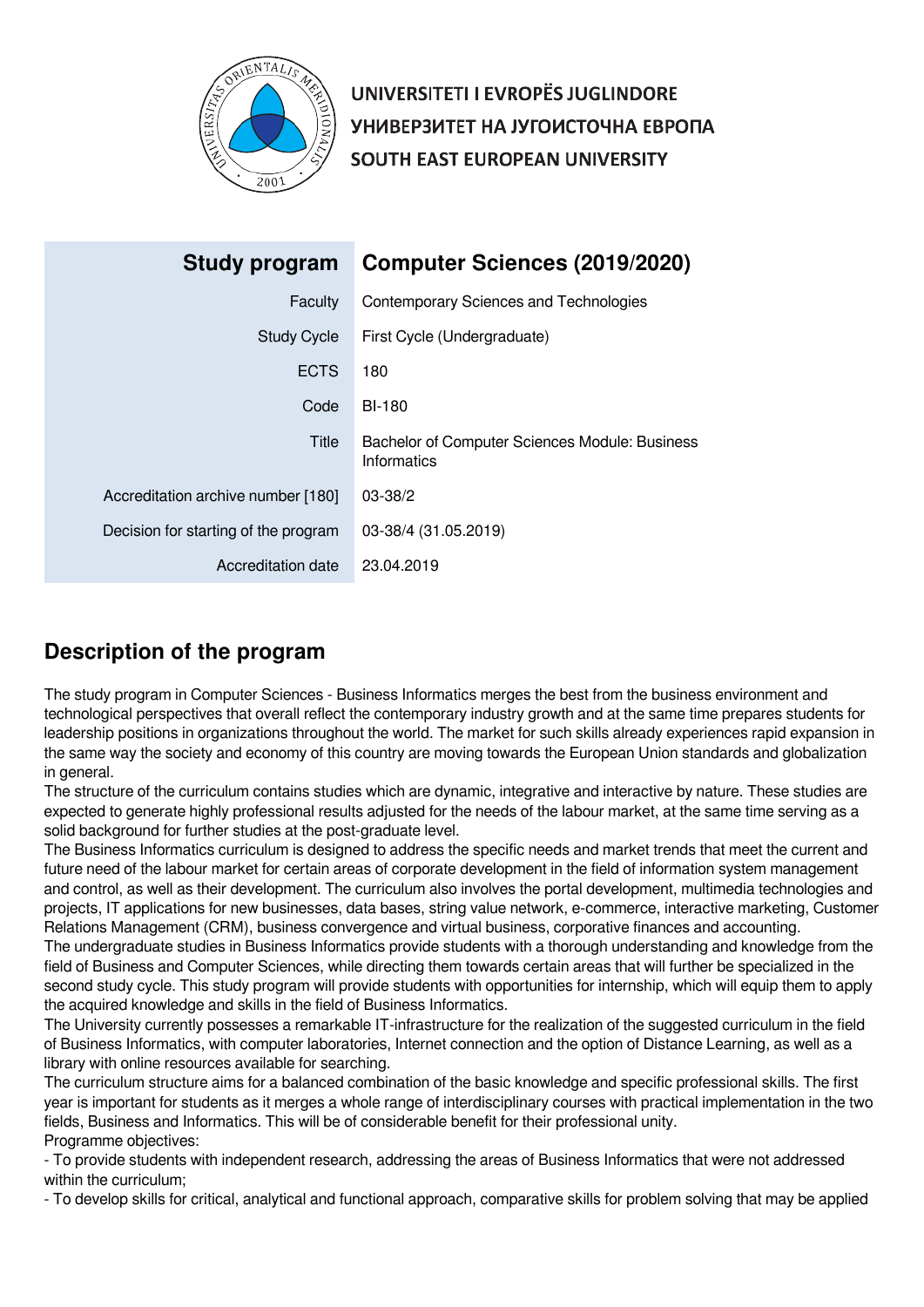UNIVERSITETI I EVROPËS JUGLINDORE
УНИВЕРЗИТЕТ НА ЈУГОИСТОЧНА ЕВРОПА
SOUTH EAST EUROPEAN UNIVERSITY

| Study program | Computer Sciences (2019/2020) |
| --- | --- |
| Faculty | Contemporary Sciences and Technologies |
| Study Cycle | First Cycle (Undergraduate) |
| ECTS | 180 |
| Code | BI-180 |
| Title | Bachelor of Computer Sciences Module: Business Informatics |
| Accreditation archive number [180] | 03-38/2 |
| Decision for starting of the program | 03-38/4 (31.05.2019) |
| Accreditation date | 23.04.2019 |

## Description of the program

The study program in Computer Sciences - Business Informatics merges the best from the business environment and technological perspectives that overall reflect the contemporary industry growth and at the same time prepares students for leadership positions in organizations throughout the world. The market for such skills already experiences rapid expansion in the same way the society and economy of this country are moving towards the European Union standards and globalization in general.

The structure of the curriculum contains studies which are dynamic, integrative and interactive by nature. These studies are expected to generate highly professional results adjusted for the needs of the labour market, at the same time serving as a solid background for further studies at the post-graduate level.

The Business Informatics curriculum is designed to address the specific needs and market trends that meet the current and future need of the labour market for certain areas of corporate development in the field of information system management and control, as well as their development. The curriculum also involves the portal development, multimedia technologies and projects, IT applications for new businesses, data bases, string value network, e-commerce, interactive marketing, Customer Relations Management (CRM), business convergence and virtual business, corporative finances and accounting.

The undergraduate studies in Business Informatics provide students with a thorough understanding and knowledge from the field of Business and Computer Sciences, while directing them towards certain areas that will further be specialized in the second study cycle. This study program will provide students with opportunities for internship, which will equip them to apply the acquired knowledge and skills in the field of Business Informatics.

The University currently possesses a remarkable IT-infrastructure for the realization of the suggested curriculum in the field of Business Informatics, with computer laboratories, Internet connection and the option of Distance Learning, as well as a library with online resources available for searching.

The curriculum structure aims for a balanced combination of the basic knowledge and specific professional skills. The first year is important for students as it merges a whole range of interdisciplinary courses with practical implementation in the two fields, Business and Informatics. This will be of considerable benefit for their professional unity.

Programme objectives:

- To provide students with independent research, addressing the areas of Business Informatics that were not addressed within the curriculum;
- To develop skills for critical, analytical and functional approach, comparative skills for problem solving that may be applied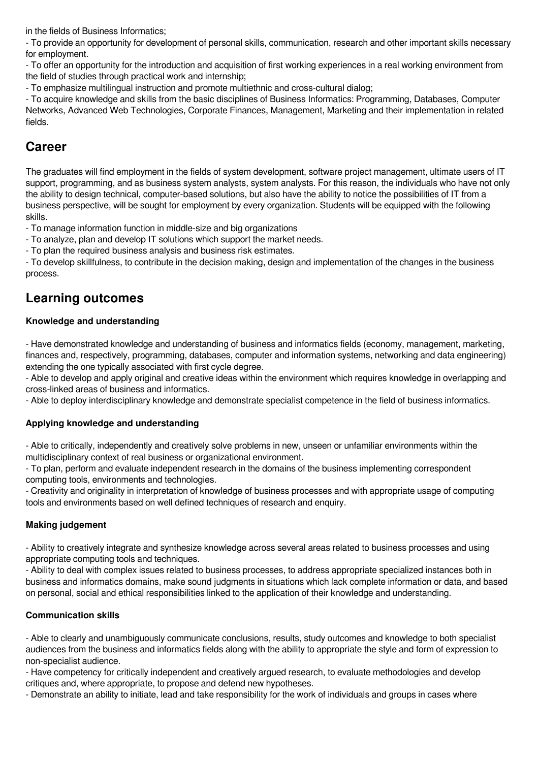in the fields of Business Informatics;

- To provide an opportunity for development of personal skills, communication, research and other important skills necessary for employment.
- To offer an opportunity for the introduction and acquisition of first working experiences in a real working environment from the field of studies through practical work and internship;
- To emphasize multilingual instruction and promote multiethnic and cross-cultural dialog;
- To acquire knowledge and skills from the basic disciplines of Business Informatics: Programming, Databases, Computer Networks, Advanced Web Technologies, Corporate Finances, Management, Marketing and their implementation in related fields.

## Career

The graduates will find employment in the fields of system development, software project management, ultimate users of IT support, programming, and as business system analysts, system analysts. For this reason, the individuals who have not only the ability to design technical, computer-based solutions, but also have the ability to notice the possibilities of IT from a business perspective, will be sought for employment by every organization. Students will be equipped with the following skills.

- To manage information function in middle-size and big organizations
- To analyze, plan and develop IT solutions which support the market needs.
- To plan the required business analysis and business risk estimates.
- To develop skillfulness, to contribute in the decision making, design and implementation of the changes in the business process.

## Learning outcomes

### Knowledge and understanding

- Have demonstrated knowledge and understanding of business and informatics fields (economy, management, marketing, finances and, respectively, programming, databases, computer and information systems, networking and data engineering) extending the one typically associated with first cycle degree.
- Able to develop and apply original and creative ideas within the environment which requires knowledge in overlapping and cross-linked areas of business and informatics.
- Able to deploy interdisciplinary knowledge and demonstrate specialist competence in the field of business informatics.

### Applying knowledge and understanding

- Able to critically, independently and creatively solve problems in new, unseen or unfamiliar environments within the multidisciplinary context of real business or organizational environment.
- To plan, perform and evaluate independent research in the domains of the business implementing correspondent computing tools, environments and technologies.
- Creativity and originality in interpretation of knowledge of business processes and with appropriate usage of computing tools and environments based on well defined techniques of research and enquiry.

### Making judgement

- Ability to creatively integrate and synthesize knowledge across several areas related to business processes and using appropriate computing tools and techniques.
- Ability to deal with complex issues related to business processes, to address appropriate specialized instances both in business and informatics domains, make sound judgments in situations which lack complete information or data, and based on personal, social and ethical responsibilities linked to the application of their knowledge and understanding.

### Communication skills

- Able to clearly and unambiguously communicate conclusions, results, study outcomes and knowledge to both specialist audiences from the business and informatics fields along with the ability to appropriate the style and form of expression to non-specialist audience.
- Have competency for critically independent and creatively argued research, to evaluate methodologies and develop critiques and, where appropriate, to propose and defend new hypotheses.
- Demonstrate an ability to initiate, lead and take responsibility for the work of individuals and groups in cases where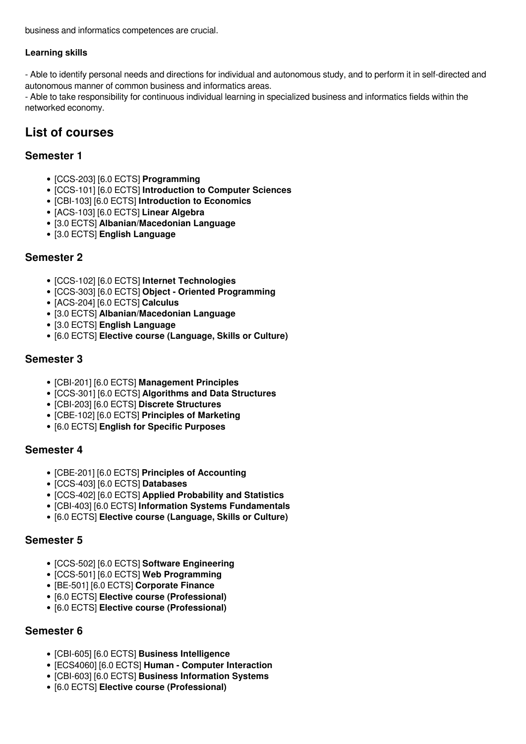business and informatics competences are crucial.

**Learning skills**

- Able to identify personal needs and directions for individual and autonomous study, and to perform it in self-directed and autonomous manner of common business and informatics areas.
- Able to take responsibility for continuous individual learning in specialized business and informatics fields within the networked economy.

## List of courses

### Semester 1

- [CCS-203] [6.0 ECTS] **Programming**
- [CCS-101] [6.0 ECTS] **Introduction to Computer Sciences**
- [CBI-103] [6.0 ECTS] **Introduction to Economics**
- [ACS-103] [6.0 ECTS] **Linear Algebra**
- [3.0 ECTS] **Albanian/Macedonian Language**
- [3.0 ECTS] **English Language**

### Semester 2

- [CCS-102] [6.0 ECTS] **Internet Technologies**
- [CCS-303] [6.0 ECTS] **Object - Oriented Programming**
- [ACS-204] [6.0 ECTS] **Calculus**
- [3.0 ECTS] **Albanian/Macedonian Language**
- [3.0 ECTS] **English Language**
- [6.0 ECTS] **Elective course (Language, Skills or Culture)**

### Semester 3

- [CBI-201] [6.0 ECTS] **Management Principles**
- [CCS-301] [6.0 ECTS] **Algorithms and Data Structures**
- [CBI-203] [6.0 ECTS] **Discrete Structures**
- [CBE-102] [6.0 ECTS] **Principles of Marketing**
- [6.0 ECTS] **English for Specific Purposes**

### Semester 4

- [CBE-201] [6.0 ECTS] **Principles of Accounting**
- [CCS-403] [6.0 ECTS] **Databases**
- [CCS-402] [6.0 ECTS] **Applied Probability and Statistics**
- [CBI-403] [6.0 ECTS] **Information Systems Fundamentals**
- [6.0 ECTS] **Elective course (Language, Skills or Culture)**

### Semester 5

- [CCS-502] [6.0 ECTS] **Software Engineering**
- [CCS-501] [6.0 ECTS] **Web Programming**
- [BE-501] [6.0 ECTS] **Corporate Finance**
- [6.0 ECTS] **Elective course (Professional)**
- [6.0 ECTS] **Elective course (Professional)**

### Semester 6

- [CBI-605] [6.0 ECTS] **Business Intelligence**
- [ECS4060] [6.0 ECTS] **Human - Computer Interaction**
- [CBI-603] [6.0 ECTS] **Business Information Systems**
- [6.0 ECTS] **Elective course (Professional)**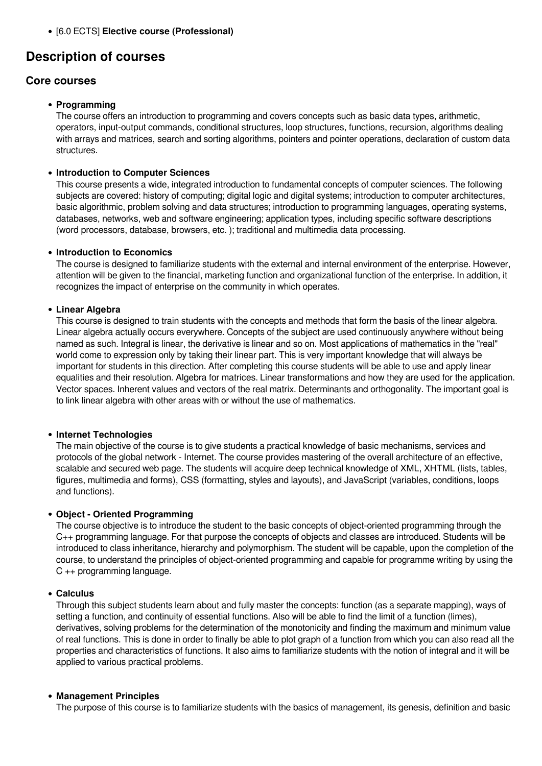- [6.0 ECTS] **Elective course (Professional)**

## Description of courses

### Core courses

- **Programming**
  The course offers an introduction to programming and covers concepts such as basic data types, arithmetic, operators, input-output commands, conditional structures, loop structures, functions, recursion, algorithms dealing with arrays and matrices, search and sorting algorithms, pointers and pointer operations, declaration of custom data structures.

- **Introduction to Computer Sciences**
  This course presents a wide, integrated introduction to fundamental concepts of computer sciences. The following subjects are covered: history of computing; digital logic and digital systems; introduction to computer architectures, basic algorithmic, problem solving and data structures; introduction to programming languages, operating systems, databases, networks, web and software engineering; application types, including specific software descriptions (word processors, database, browsers, etc. ); traditional and multimedia data processing.

- **Introduction to Economics**
  The course is designed to familiarize students with the external and internal environment of the enterprise. However, attention will be given to the financial, marketing function and organizational function of the enterprise. In addition, it recognizes the impact of enterprise on the community in which operates.

- **Linear Algebra**
  This course is designed to train students with the concepts and methods that form the basis of the linear algebra. Linear algebra actually occurs everywhere. Concepts of the subject are used continuously anywhere without being named as such. Integral is linear, the derivative is linear and so on. Most applications of mathematics in the "real" world come to expression only by taking their linear part. This is very important knowledge that will always be important for students in this direction. After completing this course students will be able to use and apply linear equalities and their resolution. Algebra for matrices. Linear transformations and how they are used for the application. Vector spaces. Inherent values and vectors of the real matrix. Determinants and orthogonality. The important goal is to link linear algebra with other areas with or without the use of mathematics.

- **Internet Technologies**
  The main objective of the course is to give students a practical knowledge of basic mechanisms, services and protocols of the global network - Internet. The course provides mastering of the overall architecture of an effective, scalable and secured web page. The students will acquire deep technical knowledge of XML, XHTML (lists, tables, figures, multimedia and forms), CSS (formatting, styles and layouts), and JavaScript (variables, conditions, loops and functions).

- **Object - Oriented Programming**
  The course objective is to introduce the student to the basic concepts of object-oriented programming through the C++ programming language. For that purpose the concepts of objects and classes are introduced. Students will be introduced to class inheritance, hierarchy and polymorphism. The student will be capable, upon the completion of the course, to understand the principles of object-oriented programming and capable for programme writing by using the C ++ programming language.

- **Calculus**
  Through this subject students learn about and fully master the concepts: function (as a separate mapping), ways of setting a function, and continuity of essential functions. Also will be able to find the limit of a function (limes), derivatives, solving problems for the determination of the monotonicity and finding the maximum and minimum value of real functions. This is done in order to finally be able to plot graph of a function from which you can also read all the properties and characteristics of functions. It also aims to familiarize students with the notion of integral and it will be applied to various practical problems.

- **Management Principles**
  The purpose of this course is to familiarize students with the basics of management, its genesis, definition and basic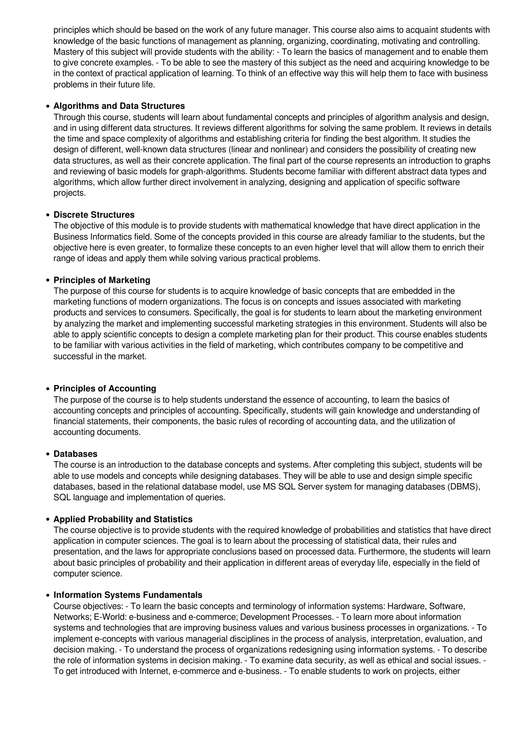principles which should be based on the work of any future manager. This course also aims to acquaint students with knowledge of the basic functions of management as planning, organizing, coordinating, motivating and controlling. Mastery of this subject will provide students with the ability: - To learn the basics of management and to enable them to give concrete examples. - To be able to see the mastery of this subject as the need and acquiring knowledge to be in the context of practical application of learning. To think of an effective way this will help them to face with business problems in their future life.

- **Algorithms and Data Structures**
  Through this course, students will learn about fundamental concepts and principles of algorithm analysis and design, and in using different data structures. It reviews different algorithms for solving the same problem. It reviews in details the time and space complexity of algorithms and establishing criteria for finding the best algorithm. It studies the design of different, well-known data structures (linear and nonlinear) and considers the possibility of creating new data structures, as well as their concrete application. The final part of the course represents an introduction to graphs and reviewing of basic models for graph-algorithms. Students become familiar with different abstract data types and algorithms, which allow further direct involvement in analyzing, designing and application of specific software projects.

- **Discrete Structures**
  The objective of this module is to provide students with mathematical knowledge that have direct application in the Business Informatics field. Some of the concepts provided in this course are already familiar to the students, but the objective here is even greater, to formalize these concepts to an even higher level that will allow them to enrich their range of ideas and apply them while solving various practical problems.

- **Principles of Marketing**
  The purpose of this course for students is to acquire knowledge of basic concepts that are embedded in the marketing functions of modern organizations. The focus is on concepts and issues associated with marketing products and services to consumers. Specifically, the goal is for students to learn about the marketing environment by analyzing the market and implementing successful marketing strategies in this environment. Students will also be able to apply scientific concepts to design a complete marketing plan for their product. This course enables students to be familiar with various activities in the field of marketing, which contributes company to be competitive and successful in the market.

- **Principles of Accounting**
  The purpose of the course is to help students understand the essence of accounting, to learn the basics of accounting concepts and principles of accounting. Specifically, students will gain knowledge and understanding of financial statements, their components, the basic rules of recording of accounting data, and the utilization of accounting documents.

- **Databases**
  The course is an introduction to the database concepts and systems. After completing this subject, students will be able to use models and concepts while designing databases. They will be able to use and design simple specific databases, based in the relational database model, use MS SQL Server system for managing databases (DBMS), SQL language and implementation of queries.

- **Applied Probability and Statistics**
  The course objective is to provide students with the required knowledge of probabilities and statistics that have direct application in computer sciences. The goal is to learn about the processing of statistical data, their rules and presentation, and the laws for appropriate conclusions based on processed data. Furthermore, the students will learn about basic principles of probability and their application in different areas of everyday life, especially in the field of computer science.

- **Information Systems Fundamentals**
  Course objectives: - To learn the basic concepts and terminology of information systems: Hardware, Software, Networks; E-World: e-business and e-commerce; Development Processes. - To learn more about information systems and technologies that are improving business values and various business processes in organizations. - To implement e-concepts with various managerial disciplines in the process of analysis, interpretation, evaluation, and decision making. - To understand the process of organizations redesigning using information systems. - To describe the role of information systems in decision making. - To examine data security, as well as ethical and social issues. - To get introduced with Internet, e-commerce and e-business. - To enable students to work on projects, either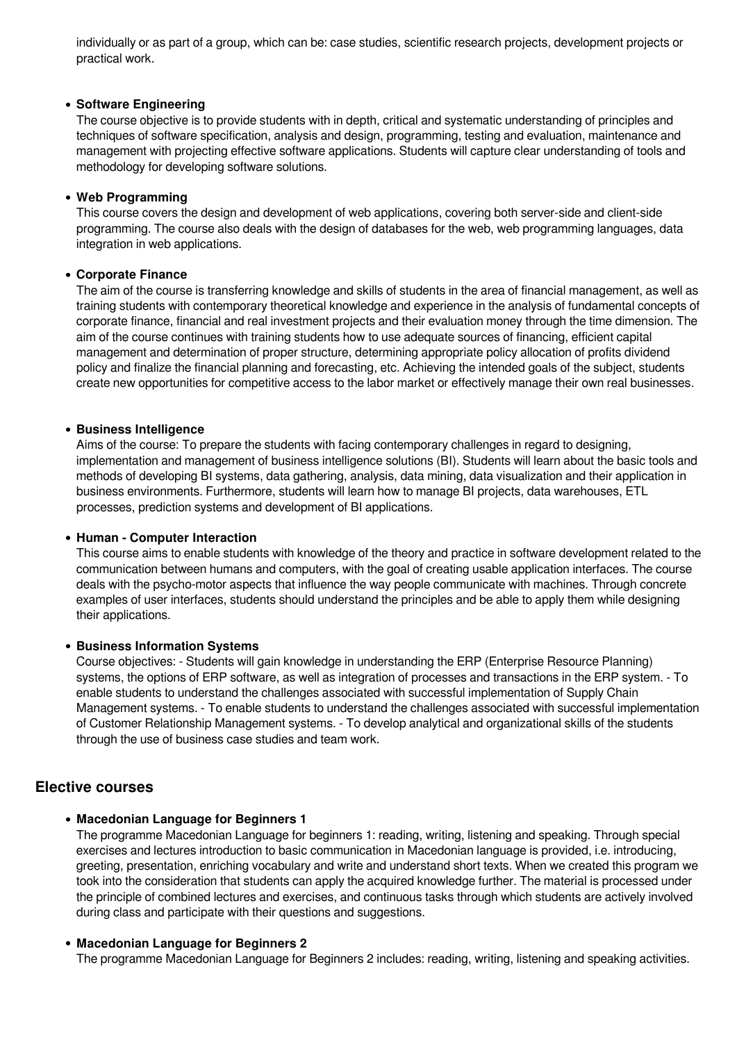individually or as part of a group, which can be: case studies, scientific research projects, development projects or practical work.

- **Software Engineering**
  The course objective is to provide students with in depth, critical and systematic understanding of principles and techniques of software specification, analysis and design, programming, testing and evaluation, maintenance and management with projecting effective software applications. Students will capture clear understanding of tools and methodology for developing software solutions.

- **Web Programming**
  This course covers the design and development of web applications, covering both server-side and client-side programming. The course also deals with the design of databases for the web, web programming languages, data integration in web applications.

- **Corporate Finance**
  The aim of the course is transferring knowledge and skills of students in the area of financial management, as well as training students with contemporary theoretical knowledge and experience in the analysis of fundamental concepts of corporate finance, financial and real investment projects and their evaluation money through the time dimension. The aim of the course continues with training students how to use adequate sources of financing, efficient capital management and determination of proper structure, determining appropriate policy allocation of profits dividend policy and finalize the financial planning and forecasting, etc. Achieving the intended goals of the subject, students create new opportunities for competitive access to the labor market or effectively manage their own real businesses.

- **Business Intelligence**
  Aims of the course: To prepare the students with facing contemporary challenges in regard to designing, implementation and management of business intelligence solutions (BI). Students will learn about the basic tools and methods of developing BI systems, data gathering, analysis, data mining, data visualization and their application in business environments. Furthermore, students will learn how to manage BI projects, data warehouses, ETL processes, prediction systems and development of BI applications.

- **Human - Computer Interaction**
  This course aims to enable students with knowledge of the theory and practice in software development related to the communication between humans and computers, with the goal of creating usable application interfaces. The course deals with the psycho-motor aspects that influence the way people communicate with machines. Through concrete examples of user interfaces, students should understand the principles and be able to apply them while designing their applications.

- **Business Information Systems**
  Course objectives: - Students will gain knowledge in understanding the ERP (Enterprise Resource Planning) systems, the options of ERP software, as well as integration of processes and transactions in the ERP system. - To enable students to understand the challenges associated with successful implementation of Supply Chain Management systems. - To enable students to understand the challenges associated with successful implementation of Customer Relationship Management systems. - To develop analytical and organizational skills of the students through the use of business case studies and team work.

## Elective courses

- **Macedonian Language for Beginners 1**
  The programme Macedonian Language for beginners 1: reading, writing, listening and speaking. Through special exercises and lectures introduction to basic communication in Macedonian language is provided, i.e. introducing, greeting, presentation, enriching vocabulary and write and understand short texts. When we created this program we took into the consideration that students can apply the acquired knowledge further. The material is processed under the principle of combined lectures and exercises, and continuous tasks through which students are actively involved during class and participate with their questions and suggestions.

- **Macedonian Language for Beginners 2**
  The programme Macedonian Language for Beginners 2 includes: reading, writing, listening and speaking activities.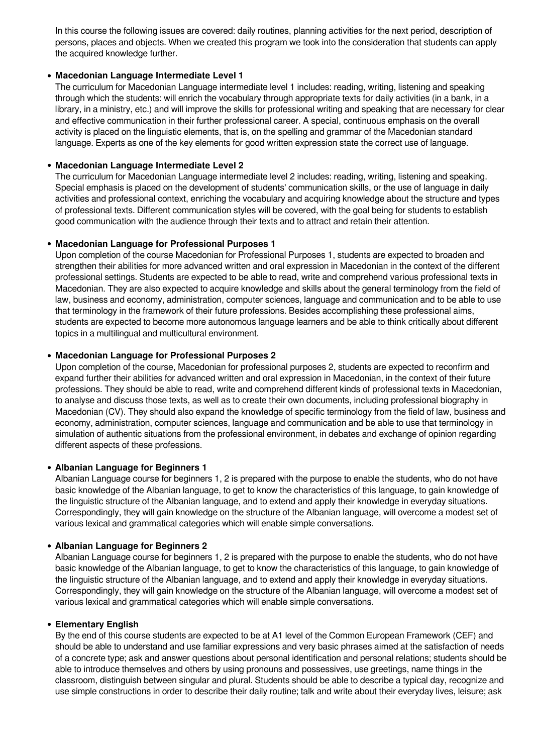In this course the following issues are covered: daily routines, planning activities for the next period, description of persons, places and objects. When we created this program we took into the consideration that students can apply the acquired knowledge further.

- **Macedonian Language Intermediate Level 1**
  The curriculum for Macedonian Language intermediate level 1 includes: reading, writing, listening and speaking through which the students: will enrich the vocabulary through appropriate texts for daily activities (in a bank, in a library, in a ministry, etc.) and will improve the skills for professional writing and speaking that are necessary for clear and effective communication in their further professional career. A special, continuous emphasis on the overall activity is placed on the linguistic elements, that is, on the spelling and grammar of the Macedonian standard language. Experts as one of the key elements for good written expression state the correct use of language.

- **Macedonian Language Intermediate Level 2**
  The curriculum for Macedonian Language intermediate level 2 includes: reading, writing, listening and speaking. Special emphasis is placed on the development of students' communication skills, or the use of language in daily activities and professional context, enriching the vocabulary and acquiring knowledge about the structure and types of professional texts. Different communication styles will be covered, with the goal being for students to establish good communication with the audience through their texts and to attract and retain their attention.

- **Macedonian Language for Professional Purposes 1**
  Upon completion of the course Macedonian for Professional Purposes 1, students are expected to broaden and strengthen their abilities for more advanced written and oral expression in Macedonian in the context of the different professional settings. Students are expected to be able to read, write and comprehend various professional texts in Macedonian. They are also expected to acquire knowledge and skills about the general terminology from the field of law, business and economy, administration, computer sciences, language and communication and to be able to use that terminology in the framework of their future professions. Besides accomplishing these professional aims, students are expected to become more autonomous language learners and be able to think critically about different topics in a multilingual and multicultural environment.

- **Macedonian Language for Professional Purposes 2**
  Upon completion of the course, Macedonian for professional purposes 2, students are expected to reconfirm and expand further their abilities for advanced written and oral expression in Macedonian, in the context of their future professions. They should be able to read, write and comprehend different kinds of professional texts in Macedonian, to analyse and discuss those texts, as well as to create their own documents, including professional biography in Macedonian (CV). They should also expand the knowledge of specific terminology from the field of law, business and economy, administration, computer sciences, language and communication and be able to use that terminology in simulation of authentic situations from the professional environment, in debates and exchange of opinion regarding different aspects of these professions.

- **Albanian Language for Beginners 1**
  Albanian Language course for beginners 1, 2 is prepared with the purpose to enable the students, who do not have basic knowledge of the Albanian language, to get to know the characteristics of this language, to gain knowledge of the linguistic structure of the Albanian language, and to extend and apply their knowledge in everyday situations. Correspondingly, they will gain knowledge on the structure of the Albanian language, will overcome a modest set of various lexical and grammatical categories which will enable simple conversations.

- **Albanian Language for Beginners 2**
  Albanian Language course for beginners 1, 2 is prepared with the purpose to enable the students, who do not have basic knowledge of the Albanian language, to get to know the characteristics of this language, to gain knowledge of the linguistic structure of the Albanian language, and to extend and apply their knowledge in everyday situations. Correspondingly, they will gain knowledge on the structure of the Albanian language, will overcome a modest set of various lexical and grammatical categories which will enable simple conversations.

- **Elementary English**
  By the end of this course students are expected to be at A1 level of the Common European Framework (CEF) and should be able to understand and use familiar expressions and very basic phrases aimed at the satisfaction of needs of a concrete type; ask and answer questions about personal identification and personal relations; students should be able to introduce themselves and others by using pronouns and possessives, use greetings, name things in the classroom, distinguish between singular and plural. Students should be able to describe a typical day, recognize and use simple constructions in order to describe their daily routine; talk and write about their everyday lives, leisure; ask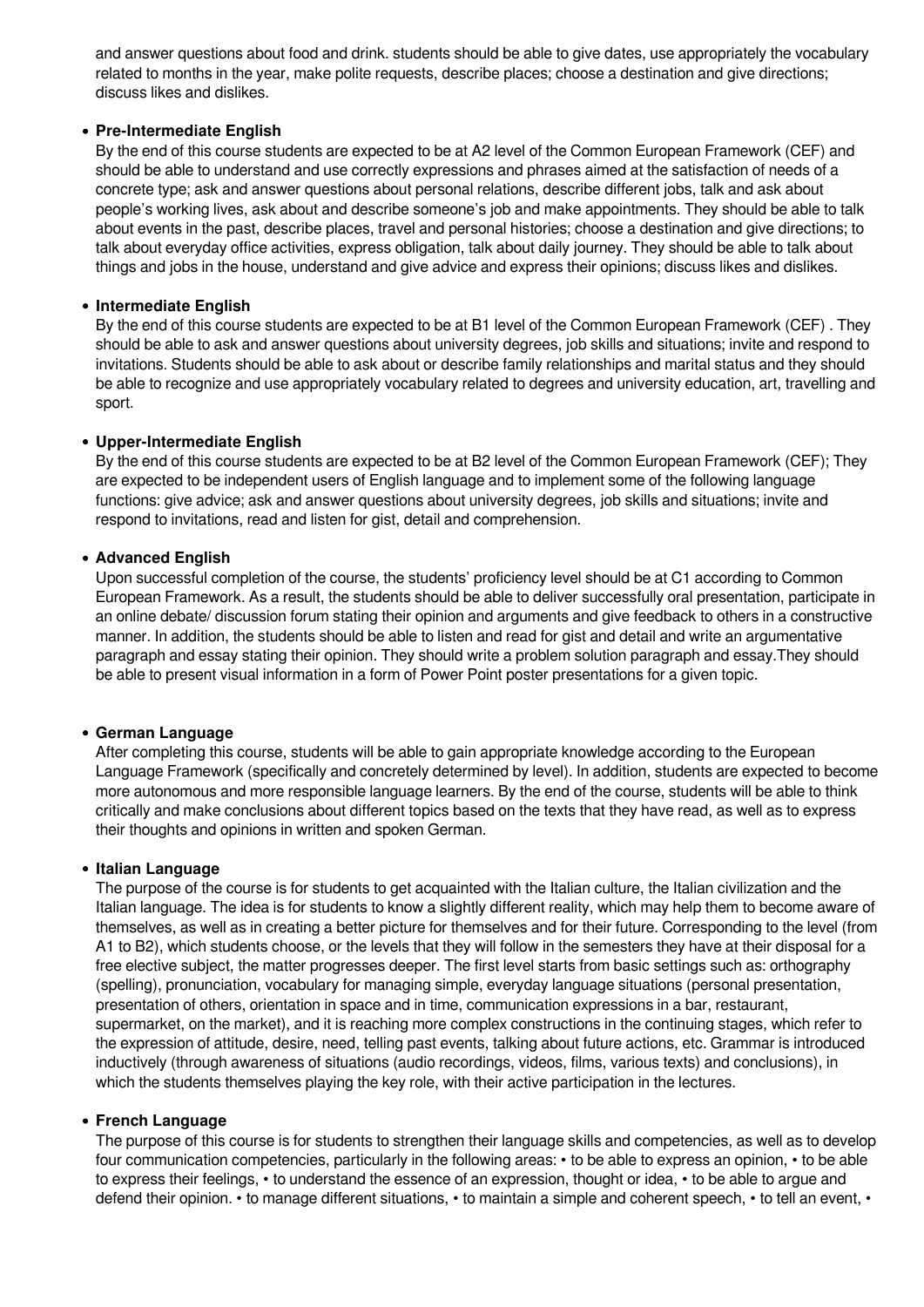and answer questions about food and drink. students should be able to give dates, use appropriately the vocabulary related to months in the year, make polite requests, describe places; choose a destination and give directions; discuss likes and dislikes.

- **Pre-Intermediate English**
  By the end of this course students are expected to be at A2 level of the Common European Framework (CEF) and should be able to understand and use correctly expressions and phrases aimed at the satisfaction of needs of a concrete type; ask and answer questions about personal relations, describe different jobs, talk and ask about people's working lives, ask about and describe someone's job and make appointments. They should be able to talk about events in the past, describe places, travel and personal histories; choose a destination and give directions; to talk about everyday office activities, express obligation, talk about daily journey. They should be able to talk about things and jobs in the house, understand and give advice and express their opinions; discuss likes and dislikes.

- **Intermediate English**
  By the end of this course students are expected to be at B1 level of the Common European Framework (CEF) . They should be able to ask and answer questions about university degrees, job skills and situations; invite and respond to invitations. Students should be able to ask about or describe family relationships and marital status and they should be able to recognize and use appropriately vocabulary related to degrees and university education, art, travelling and sport.

- **Upper-Intermediate English**
  By the end of this course students are expected to be at B2 level of the Common European Framework (CEF); They are expected to be independent users of English language and to implement some of the following language functions: give advice; ask and answer questions about university degrees, job skills and situations; invite and respond to invitations, read and listen for gist, detail and comprehension.

- **Advanced English**
  Upon successful completion of the course, the students' proficiency level should be at C1 according to Common European Framework. As a result, the students should be able to deliver successfully oral presentation, participate in an online debate/ discussion forum stating their opinion and arguments and give feedback to others in a constructive manner. In addition, the students should be able to listen and read for gist and detail and write an argumentative paragraph and essay stating their opinion. They should write a problem solution paragraph and essay.They should be able to present visual information in a form of Power Point poster presentations for a given topic.

- **German Language**
  After completing this course, students will be able to gain appropriate knowledge according to the European Language Framework (specifically and concretely determined by level). In addition, students are expected to become more autonomous and more responsible language learners. By the end of the course, students will be able to think critically and make conclusions about different topics based on the texts that they have read, as well as to express their thoughts and opinions in written and spoken German.

- **Italian Language**
  The purpose of the course is for students to get acquainted with the Italian culture, the Italian civilization and the Italian language. The idea is for students to know a slightly different reality, which may help them to become aware of themselves, as well as in creating a better picture for themselves and for their future. Corresponding to the level (from A1 to B2), which students choose, or the levels that they will follow in the semesters they have at their disposal for a free elective subject, the matter progresses deeper. The first level starts from basic settings such as: orthography (spelling), pronunciation, vocabulary for managing simple, everyday language situations (personal presentation, presentation of others, orientation in space and in time, communication expressions in a bar, restaurant, supermarket, on the market), and it is reaching more complex constructions in the continuing stages, which refer to the expression of attitude, desire, need, telling past events, talking about future actions, etc. Grammar is introduced inductively (through awareness of situations (audio recordings, videos, films, various texts) and conclusions), in which the students themselves playing the key role, with their active participation in the lectures.

- **French Language**
  The purpose of this course is for students to strengthen their language skills and competencies, as well as to develop four communication competencies, particularly in the following areas: • to be able to express an opinion, • to be able to express their feelings, • to understand the essence of an expression, thought or idea, • to be able to argue and defend their opinion. • to manage different situations, • to maintain a simple and coherent speech, • to tell an event, •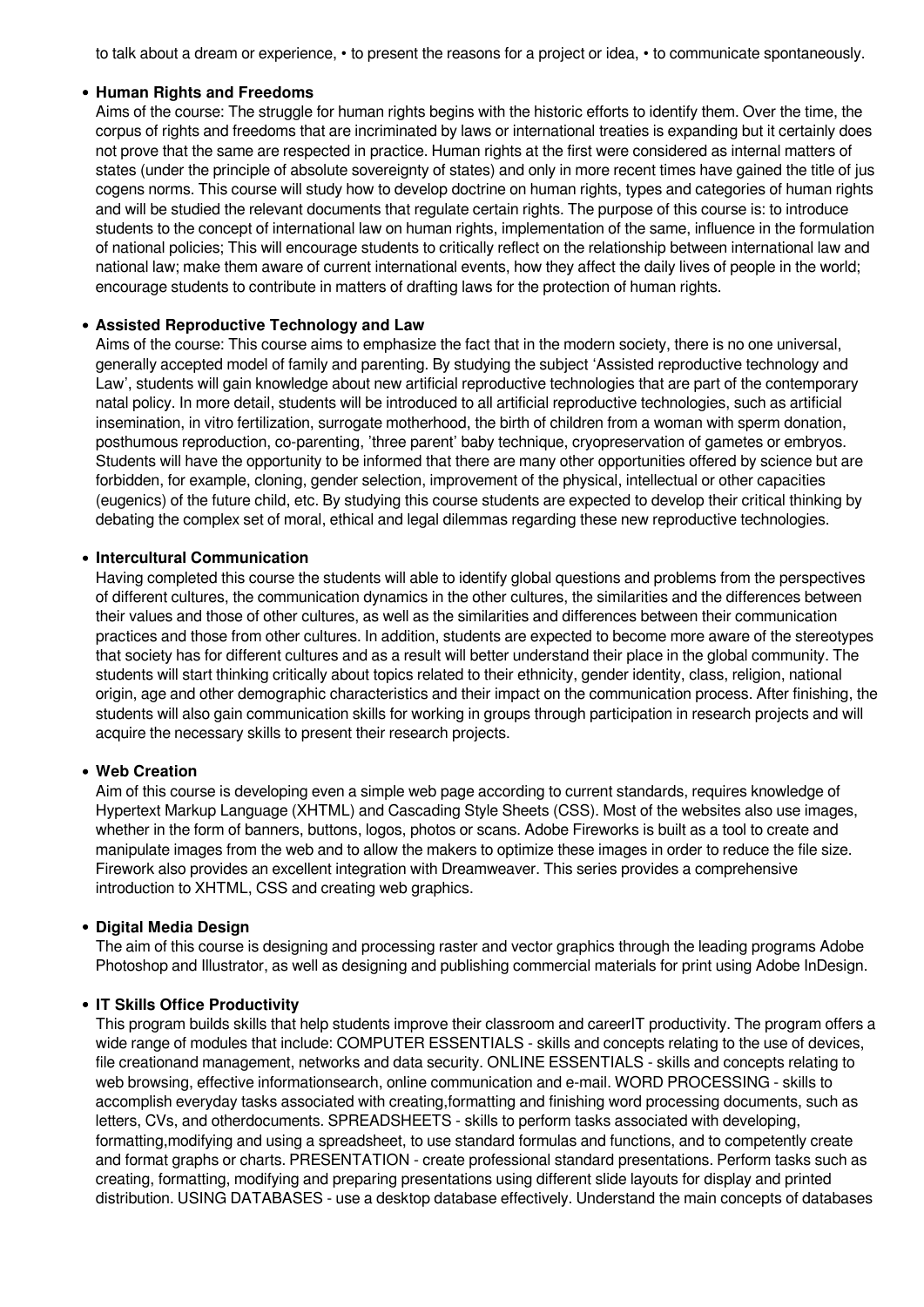to talk about a dream or experience, • to present the reasons for a project or idea, • to communicate spontaneously.

- **Human Rights and Freedoms**
  Aims of the course: The struggle for human rights begins with the historic efforts to identify them. Over the time, the corpus of rights and freedoms that are incriminated by laws or international treaties is expanding but it certainly does not prove that the same are respected in practice. Human rights at the first were considered as internal matters of states (under the principle of absolute sovereignty of states) and only in more recent times have gained the title of jus cogens norms. This course will study how to develop doctrine on human rights, types and categories of human rights and will be studied the relevant documents that regulate certain rights. The purpose of this course is: to introduce students to the concept of international law on human rights, implementation of the same, influence in the formulation of national policies; This will encourage students to critically reflect on the relationship between international law and national law; make them aware of current international events, how they affect the daily lives of people in the world; encourage students to contribute in matters of drafting laws for the protection of human rights.

- **Assisted Reproductive Technology and Law**
  Aims of the course: This course aims to emphasize the fact that in the modern society, there is no one universal, generally accepted model of family and parenting. By studying the subject 'Assisted reproductive technology and Law', students will gain knowledge about new artificial reproductive technologies that are part of the contemporary natal policy. In more detail, students will be introduced to all artificial reproductive technologies, such as artificial insemination, in vitro fertilization, surrogate motherhood, the birth of children from a woman with sperm donation, posthumous reproduction, co-parenting, 'three parent' baby technique, cryopreservation of gametes or embryos. Students will have the opportunity to be informed that there are many other opportunities offered by science but are forbidden, for example, cloning, gender selection, improvement of the physical, intellectual or other capacities (eugenics) of the future child, etc. By studying this course students are expected to develop their critical thinking by debating the complex set of moral, ethical and legal dilemmas regarding these new reproductive technologies.

- **Intercultural Communication**
  Having completed this course the students will able to identify global questions and problems from the perspectives of different cultures, the communication dynamics in the other cultures, the similarities and the differences between their values and those of other cultures, as well as the similarities and differences between their communication practices and those from other cultures. In addition, students are expected to become more aware of the stereotypes that society has for different cultures and as a result will better understand their place in the global community. The students will start thinking critically about topics related to their ethnicity, gender identity, class, religion, national origin, age and other demographic characteristics and their impact on the communication process. After finishing, the students will also gain communication skills for working in groups through participation in research projects and will acquire the necessary skills to present their research projects.

- **Web Creation**
  Aim of this course is developing even a simple web page according to current standards, requires knowledge of Hypertext Markup Language (XHTML) and Cascading Style Sheets (CSS). Most of the websites also use images, whether in the form of banners, buttons, logos, photos or scans. Adobe Fireworks is built as a tool to create and manipulate images from the web and to allow the makers to optimize these images in order to reduce the file size. Firework also provides an excellent integration with Dreamweaver. This series provides a comprehensive introduction to XHTML, CSS and creating web graphics.

- **Digital Media Design**
  The aim of this course is designing and processing raster and vector graphics through the leading programs Adobe Photoshop and Illustrator, as well as designing and publishing commercial materials for print using Adobe InDesign.

- **IT Skills Office Productivity**
  This program builds skills that help students improve their classroom and careerIT productivity. The program offers a wide range of modules that include: COMPUTER ESSENTIALS - skills and concepts relating to the use of devices, file creationand management, networks and data security. ONLINE ESSENTIALS - skills and concepts relating to web browsing, effective informationsearch, online communication and e-mail. WORD PROCESSING - skills to accomplish everyday tasks associated with creating,formatting and finishing word processing documents, such as letters, CVs, and otherdocuments. SPREADSHEETS - skills to perform tasks associated with developing, formatting,modifying and using a spreadsheet, to use standard formulas and functions, and to competently create and format graphs or charts. PRESENTATION - create professional standard presentations. Perform tasks such as creating, formatting, modifying and preparing presentations using different slide layouts for display and printed distribution. USING DATABASES - use a desktop database effectively. Understand the main concepts of databases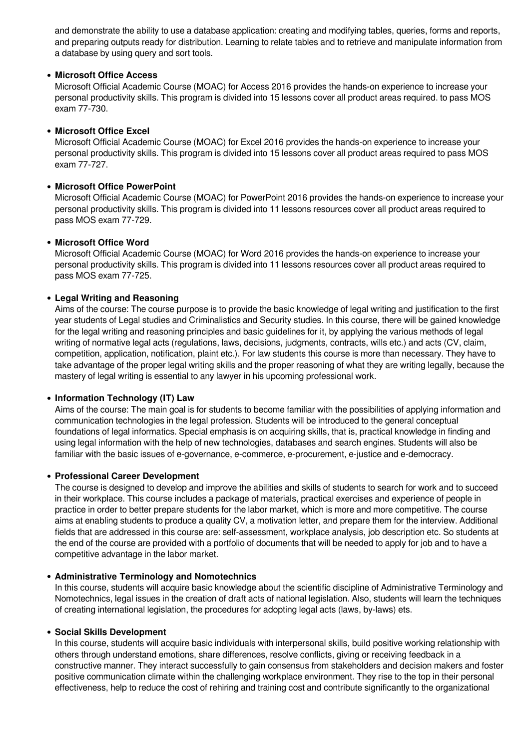and demonstrate the ability to use a database application: creating and modifying tables, queries, forms and reports, and preparing outputs ready for distribution. Learning to relate tables and to retrieve and manipulate information from a database by using query and sort tools.

- **Microsoft Office Access**
  Microsoft Official Academic Course (MOAC) for Access 2016 provides the hands-on experience to increase your personal productivity skills. This program is divided into 15 lessons cover all product areas required. to pass MOS exam 77-730.

- **Microsoft Office Excel**
  Microsoft Official Academic Course (MOAC) for Excel 2016 provides the hands-on experience to increase your personal productivity skills. This program is divided into 15 lessons cover all product areas required to pass MOS exam 77-727.

- **Microsoft Office PowerPoint**
  Microsoft Official Academic Course (MOAC) for PowerPoint 2016 provides the hands-on experience to increase your personal productivity skills. This program is divided into 11 lessons resources cover all product areas required to pass MOS exam 77-729.

- **Microsoft Office Word**
  Microsoft Official Academic Course (MOAC) for Word 2016 provides the hands-on experience to increase your personal productivity skills. This program is divided into 11 lessons resources cover all product areas required to pass MOS exam 77-725.

- **Legal Writing and Reasoning**
  Aims of the course: The course purpose is to provide the basic knowledge of legal writing and justification to the first year students of Legal studies and Criminalistics and Security studies. In this course, there will be gained knowledge for the legal writing and reasoning principles and basic guidelines for it, by applying the various methods of legal writing of normative legal acts (regulations, laws, decisions, judgments, contracts, wills etc.) and acts (CV, claim, competition, application, notification, plaint etc.). For law students this course is more than necessary. They have to take advantage of the proper legal writing skills and the proper reasoning of what they are writing legally, because the mastery of legal writing is essential to any lawyer in his upcoming professional work.

- **Information Technology (IT) Law**
  Aims of the course: The main goal is for students to become familiar with the possibilities of applying information and communication technologies in the legal profession. Students will be introduced to the general conceptual foundations of legal informatics. Special emphasis is on acquiring skills, that is, practical knowledge in finding and using legal information with the help of new technologies, databases and search engines. Students will also be familiar with the basic issues of e-governance, e-commerce, e-procurement, e-justice and e-democracy.

- **Professional Career Development**
  The course is designed to develop and improve the abilities and skills of students to search for work and to succeed in their workplace. This course includes a package of materials, practical exercises and experience of people in practice in order to better prepare students for the labor market, which is more and more competitive. The course aims at enabling students to produce a quality CV, a motivation letter, and prepare them for the interview. Additional fields that are addressed in this course are: self-assessment, workplace analysis, job description etc. So students at the end of the course are provided with a portfolio of documents that will be needed to apply for job and to have a competitive advantage in the labor market.

- **Administrative Terminology and Nomotechnics**
  In this course, students will acquire basic knowledge about the scientific discipline of Administrative Terminology and Nomotechnics, legal issues in the creation of draft acts of national legislation. Also, students will learn the techniques of creating international legislation, the procedures for adopting legal acts (laws, by-laws) ets.

- **Social Skills Development**
  In this course, students will acquire basic individuals with interpersonal skills, build positive working relationship with others through understand emotions, share differences, resolve conflicts, giving or receiving feedback in a constructive manner. They interact successfully to gain consensus from stakeholders and decision makers and foster positive communication climate within the challenging workplace environment. They rise to the top in their personal effectiveness, help to reduce the cost of rehiring and training cost and contribute significantly to the organizational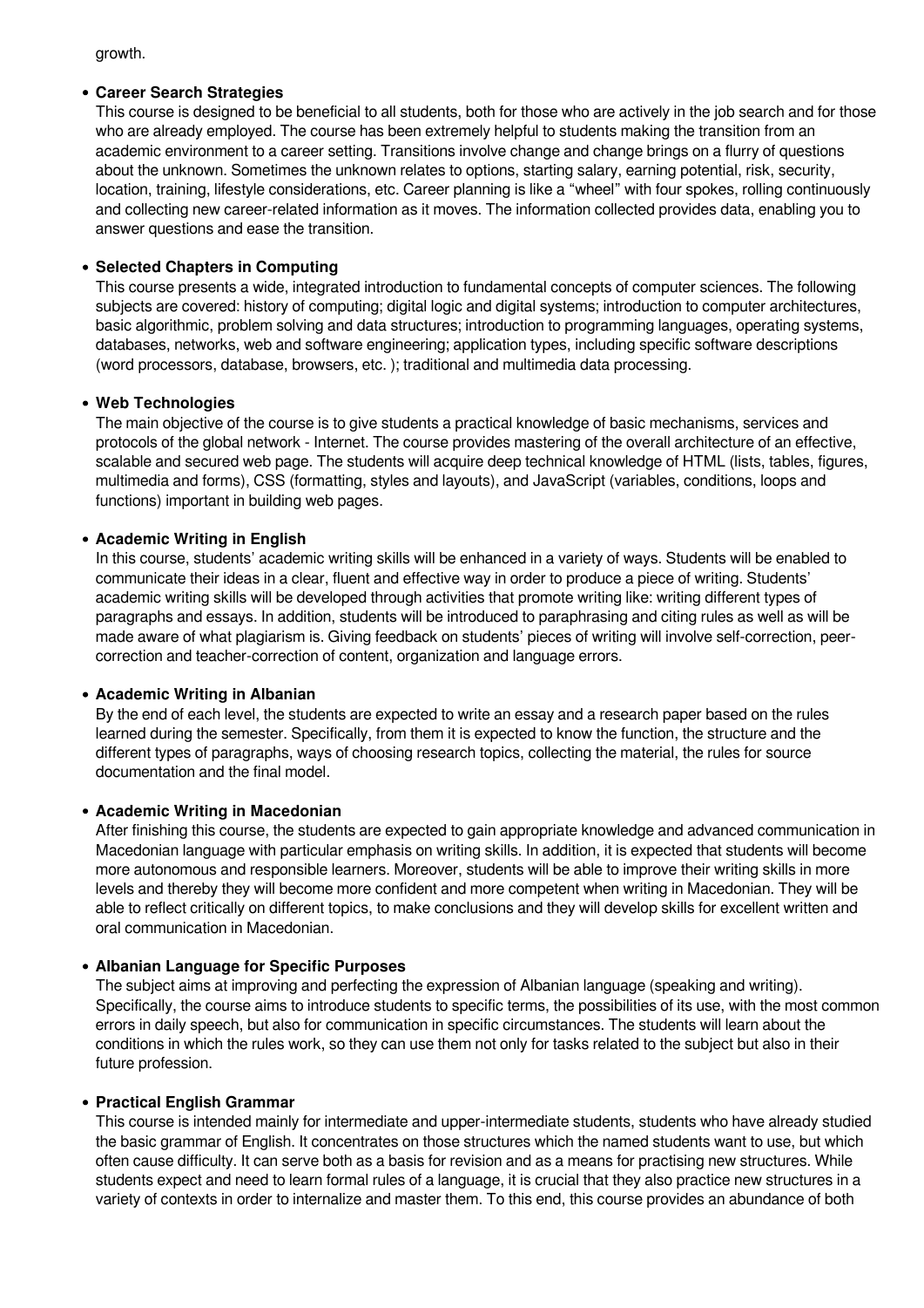growth.

- **Career Search Strategies**
  This course is designed to be beneficial to all students, both for those who are actively in the job search and for those who are already employed. The course has been extremely helpful to students making the transition from an academic environment to a career setting. Transitions involve change and change brings on a flurry of questions about the unknown. Sometimes the unknown relates to options, starting salary, earning potential, risk, security, location, training, lifestyle considerations, etc. Career planning is like a "wheel" with four spokes, rolling continuously and collecting new career-related information as it moves. The information collected provides data, enabling you to answer questions and ease the transition.

- **Selected Chapters in Computing**
  This course presents a wide, integrated introduction to fundamental concepts of computer sciences. The following subjects are covered: history of computing; digital logic and digital systems; introduction to computer architectures, basic algorithmic, problem solving and data structures; introduction to programming languages, operating systems, databases, networks, web and software engineering; application types, including specific software descriptions (word processors, database, browsers, etc. ); traditional and multimedia data processing.

- **Web Technologies**
  The main objective of the course is to give students a practical knowledge of basic mechanisms, services and protocols of the global network - Internet. The course provides mastering of the overall architecture of an effective, scalable and secured web page. The students will acquire deep technical knowledge of HTML (lists, tables, figures, multimedia and forms), CSS (formatting, styles and layouts), and JavaScript (variables, conditions, loops and functions) important in building web pages.

- **Academic Writing in English**
  In this course, students' academic writing skills will be enhanced in a variety of ways. Students will be enabled to communicate their ideas in a clear, fluent and effective way in order to produce a piece of writing. Students' academic writing skills will be developed through activities that promote writing like: writing different types of paragraphs and essays. In addition, students will be introduced to paraphrasing and citing rules as well as will be made aware of what plagiarism is. Giving feedback on students' pieces of writing will involve self-correction, peer-correction and teacher-correction of content, organization and language errors.

- **Academic Writing in Albanian**
  By the end of each level, the students are expected to write an essay and a research paper based on the rules learned during the semester. Specifically, from them it is expected to know the function, the structure and the different types of paragraphs, ways of choosing research topics, collecting the material, the rules for source documentation and the final model.

- **Academic Writing in Macedonian**
  After finishing this course, the students are expected to gain appropriate knowledge and advanced communication in Macedonian language with particular emphasis on writing skills. In addition, it is expected that students will become more autonomous and responsible learners. Moreover, students will be able to improve their writing skills in more levels and thereby they will become more confident and more competent when writing in Macedonian. They will be able to reflect critically on different topics, to make conclusions and they will develop skills for excellent written and oral communication in Macedonian.

- **Albanian Language for Specific Purposes**
  The subject aims at improving and perfecting the expression of Albanian language (speaking and writing). Specifically, the course aims to introduce students to specific terms, the possibilities of its use, with the most common errors in daily speech, but also for communication in specific circumstances. The students will learn about the conditions in which the rules work, so they can use them not only for tasks related to the subject but also in their future profession.

- **Practical English Grammar**
  This course is intended mainly for intermediate and upper-intermediate students, students who have already studied the basic grammar of English. It concentrates on those structures which the named students want to use, but which often cause difficulty. It can serve both as a basis for revision and as a means for practising new structures. While students expect and need to learn formal rules of a language, it is crucial that they also practice new structures in a variety of contexts in order to internalize and master them. To this end, this course provides an abundance of both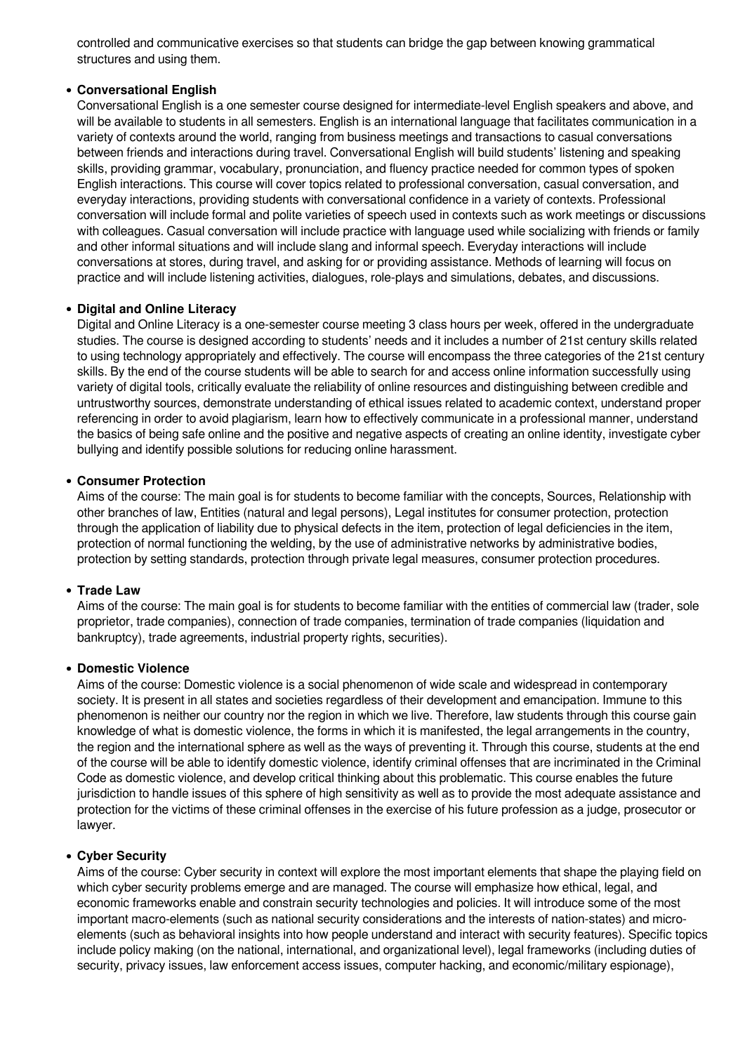controlled and communicative exercises so that students can bridge the gap between knowing grammatical structures and using them.

- **Conversational English**
  Conversational English is a one semester course designed for intermediate-level English speakers and above, and will be available to students in all semesters. English is an international language that facilitates communication in a variety of contexts around the world, ranging from business meetings and transactions to casual conversations between friends and interactions during travel. Conversational English will build students' listening and speaking skills, providing grammar, vocabulary, pronunciation, and fluency practice needed for common types of spoken English interactions. This course will cover topics related to professional conversation, casual conversation, and everyday interactions, providing students with conversational confidence in a variety of contexts. Professional conversation will include formal and polite varieties of speech used in contexts such as work meetings or discussions with colleagues. Casual conversation will include practice with language used while socializing with friends or family and other informal situations and will include slang and informal speech. Everyday interactions will include conversations at stores, during travel, and asking for or providing assistance. Methods of learning will focus on practice and will include listening activities, dialogues, role-plays and simulations, debates, and discussions.

- **Digital and Online Literacy**
  Digital and Online Literacy is a one-semester course meeting 3 class hours per week, offered in the undergraduate studies. The course is designed according to students' needs and it includes a number of 21st century skills related to using technology appropriately and effectively. The course will encompass the three categories of the 21st century skills. By the end of the course students will be able to search for and access online information successfully using variety of digital tools, critically evaluate the reliability of online resources and distinguishing between credible and untrustworthy sources, demonstrate understanding of ethical issues related to academic context, understand proper referencing in order to avoid plagiarism, learn how to effectively communicate in a professional manner, understand the basics of being safe online and the positive and negative aspects of creating an online identity, investigate cyber bullying and identify possible solutions for reducing online harassment.

- **Consumer Protection**
  Aims of the course: The main goal is for students to become familiar with the concepts, Sources, Relationship with other branches of law, Entities (natural and legal persons), Legal institutes for consumer protection, protection through the application of liability due to physical defects in the item, protection of legal deficiencies in the item, protection of normal functioning the welding, by the use of administrative networks by administrative bodies, protection by setting standards, protection through private legal measures, consumer protection procedures.

- **Trade Law**
  Aims of the course: The main goal is for students to become familiar with the entities of commercial law (trader, sole proprietor, trade companies), connection of trade companies, termination of trade companies (liquidation and bankruptcy), trade agreements, industrial property rights, securities).

- **Domestic Violence**
  Aims of the course: Domestic violence is a social phenomenon of wide scale and widespread in contemporary society. It is present in all states and societies regardless of their development and emancipation. Immune to this phenomenon is neither our country nor the region in which we live. Therefore, law students through this course gain knowledge of what is domestic violence, the forms in which it is manifested, the legal arrangements in the country, the region and the international sphere as well as the ways of preventing it. Through this course, students at the end of the course will be able to identify domestic violence, identify criminal offenses that are incriminated in the Criminal Code as domestic violence, and develop critical thinking about this problematic. This course enables the future jurisdiction to handle issues of this sphere of high sensitivity as well as to provide the most adequate assistance and protection for the victims of these criminal offenses in the exercise of his future profession as a judge, prosecutor or lawyer.

- **Cyber Security**
  Aims of the course: Cyber security in context will explore the most important elements that shape the playing field on which cyber security problems emerge and are managed. The course will emphasize how ethical, legal, and economic frameworks enable and constrain security technologies and policies. It will introduce some of the most important macro-elements (such as national security considerations and the interests of nation-states) and micro-elements (such as behavioral insights into how people understand and interact with security features). Specific topics include policy making (on the national, international, and organizational level), legal frameworks (including duties of security, privacy issues, law enforcement access issues, computer hacking, and economic/military espionage),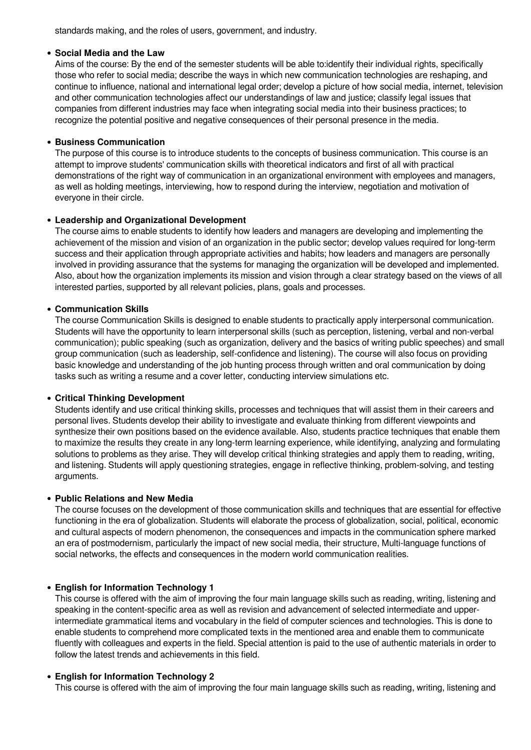standards making, and the roles of users, government, and industry.

- **Social Media and the Law**
  Aims of the course: By the end of the semester students will be able to:identify their individual rights, specifically those who refer to social media; describe the ways in which new communication technologies are reshaping, and continue to influence, national and international legal order; develop a picture of how social media, internet, television and other communication technologies affect our understandings of law and justice; classify legal issues that companies from different industries may face when integrating social media into their business practices; to recognize the potential positive and negative consequences of their personal presence in the media.

- **Business Communication**
  The purpose of this course is to introduce students to the concepts of business communication. This course is an attempt to improve students' communication skills with theoretical indicators and first of all with practical demonstrations of the right way of communication in an organizational environment with employees and managers, as well as holding meetings, interviewing, how to respond during the interview, negotiation and motivation of everyone in their circle.

- **Leadership and Organizational Development**
  The course aims to enable students to identify how leaders and managers are developing and implementing the achievement of the mission and vision of an organization in the public sector; develop values required for long-term success and their application through appropriate activities and habits; how leaders and managers are personally involved in providing assurance that the systems for managing the organization will be developed and implemented. Also, about how the organization implements its mission and vision through a clear strategy based on the views of all interested parties, supported by all relevant policies, plans, goals and processes.

- **Communication Skills**
  The course Communication Skills is designed to enable students to practically apply interpersonal communication. Students will have the opportunity to learn interpersonal skills (such as perception, listening, verbal and non-verbal communication); public speaking (such as organization, delivery and the basics of writing public speeches) and small group communication (such as leadership, self-confidence and listening). The course will also focus on providing basic knowledge and understanding of the job hunting process through written and oral communication by doing tasks such as writing a resume and a cover letter, conducting interview simulations etc.

- **Critical Thinking Development**
  Students identify and use critical thinking skills, processes and techniques that will assist them in their careers and personal lives. Students develop their ability to investigate and evaluate thinking from different viewpoints and synthesize their own positions based on the evidence available. Also, students practice techniques that enable them to maximize the results they create in any long-term learning experience, while identifying, analyzing and formulating solutions to problems as they arise. They will develop critical thinking strategies and apply them to reading, writing, and listening. Students will apply questioning strategies, engage in reflective thinking, problem-solving, and testing arguments.

- **Public Relations and New Media**
  The course focuses on the development of those communication skills and techniques that are essential for effective functioning in the era of globalization. Students will elaborate the process of globalization, social, political, economic and cultural aspects of modern phenomenon, the consequences and impacts in the communication sphere marked an era of postmodernism, particularly the impact of new social media, their structure, Multi-language functions of social networks, the effects and consequences in the modern world communication realities.

- **English for Information Technology 1**
  This course is offered with the aim of improving the four main language skills such as reading, writing, listening and speaking in the content-specific area as well as revision and advancement of selected intermediate and upper-intermediate grammatical items and vocabulary in the field of computer sciences and technologies. This is done to enable students to comprehend more complicated texts in the mentioned area and enable them to communicate fluently with colleagues and experts in the field. Special attention is paid to the use of authentic materials in order to follow the latest trends and achievements in this field.

- **English for Information Technology 2**
  This course is offered with the aim of improving the four main language skills such as reading, writing, listening and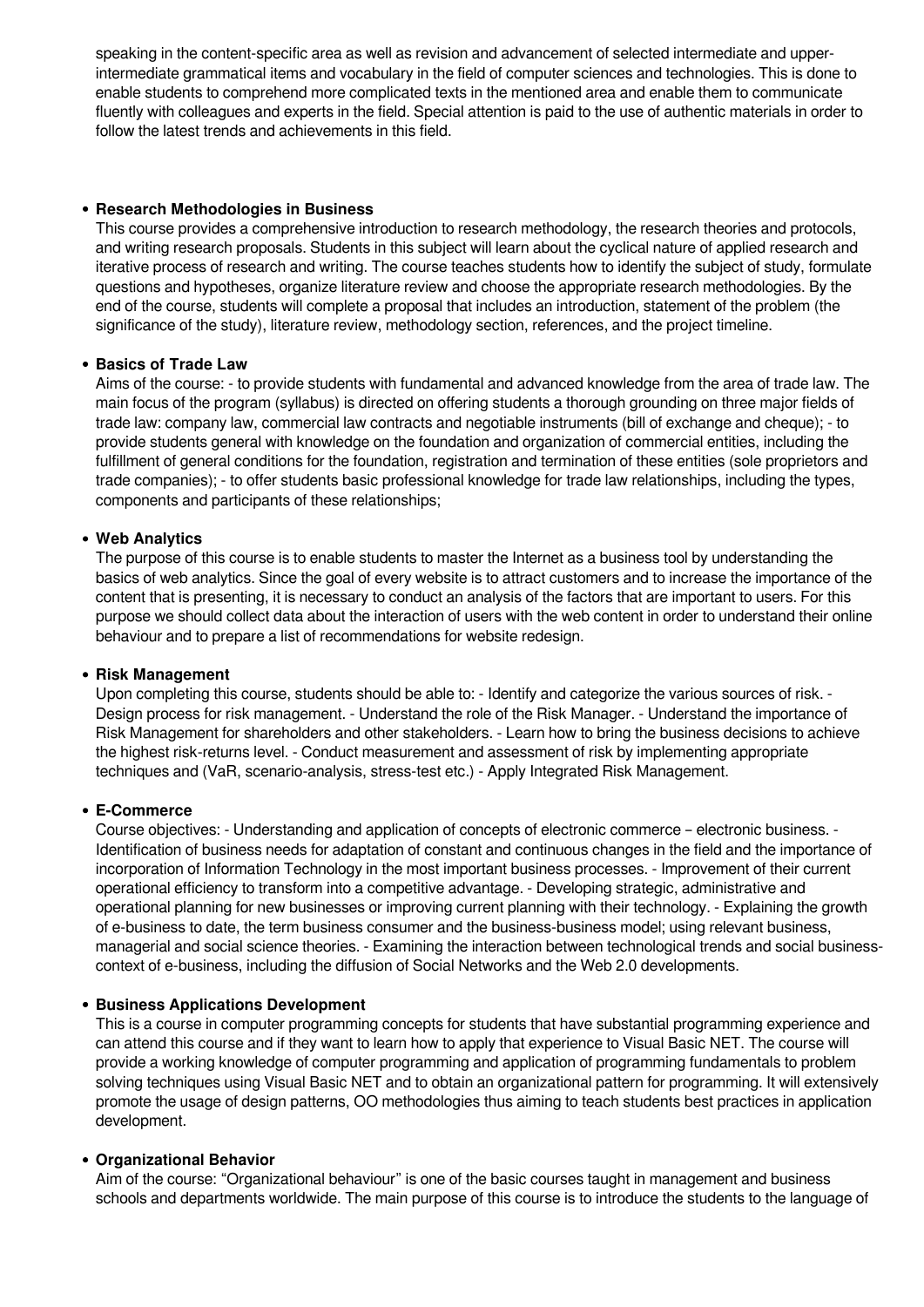speaking in the content-specific area as well as revision and advancement of selected intermediate and upper-intermediate grammatical items and vocabulary in the field of computer sciences and technologies. This is done to enable students to comprehend more complicated texts in the mentioned area and enable them to communicate fluently with colleagues and experts in the field. Special attention is paid to the use of authentic materials in order to follow the latest trends and achievements in this field.

- **Research Methodologies in Business**
  This course provides a comprehensive introduction to research methodology, the research theories and protocols, and writing research proposals. Students in this subject will learn about the cyclical nature of applied research and iterative process of research and writing. The course teaches students how to identify the subject of study, formulate questions and hypotheses, organize literature review and choose the appropriate research methodologies. By the end of the course, students will complete a proposal that includes an introduction, statement of the problem (the significance of the study), literature review, methodology section, references, and the project timeline.

- **Basics of Trade Law**
  Aims of the course: - to provide students with fundamental and advanced knowledge from the area of trade law. The main focus of the program (syllabus) is directed on offering students a thorough grounding on three major fields of trade law: company law, commercial law contracts and negotiable instruments (bill of exchange and cheque); - to provide students general with knowledge on the foundation and organization of commercial entities, including the fulfillment of general conditions for the foundation, registration and termination of these entities (sole proprietors and trade companies); - to offer students basic professional knowledge for trade law relationships, including the types, components and participants of these relationships;

- **Web Analytics**
  The purpose of this course is to enable students to master the Internet as a business tool by understanding the basics of web analytics. Since the goal of every website is to attract customers and to increase the importance of the content that is presenting, it is necessary to conduct an analysis of the factors that are important to users. For this purpose we should collect data about the interaction of users with the web content in order to understand their online behaviour and to prepare a list of recommendations for website redesign.

- **Risk Management**
  Upon completing this course, students should be able to: - Identify and categorize the various sources of risk. - Design process for risk management. - Understand the role of the Risk Manager. - Understand the importance of Risk Management for shareholders and other stakeholders. - Learn how to bring the business decisions to achieve the highest risk-returns level. - Conduct measurement and assessment of risk by implementing appropriate techniques and (VaR, scenario-analysis, stress-test etc.) - Apply Integrated Risk Management.

- **E-Commerce**
  Course objectives: - Understanding and application of concepts of electronic commerce – electronic business. - Identification of business needs for adaptation of constant and continuous changes in the field and the importance of incorporation of Information Technology in the most important business processes. - Improvement of their current operational efficiency to transform into a competitive advantage. - Developing strategic, administrative and operational planning for new businesses or improving current planning with their technology. - Explaining the growth of e-business to date, the term business consumer and the business-business model; using relevant business, managerial and social science theories. - Examining the interaction between technological trends and social business-context of e-business, including the diffusion of Social Networks and the Web 2.0 developments.

- **Business Applications Development**
  This is a course in computer programming concepts for students that have substantial programming experience and can attend this course and if they want to learn how to apply that experience to Visual Basic NET. The course will provide a working knowledge of computer programming and application of programming fundamentals to problem solving techniques using Visual Basic NET and to obtain an organizational pattern for programming. It will extensively promote the usage of design patterns, OO methodologies thus aiming to teach students best practices in application development.

- **Organizational Behavior**
  Aim of the course: "Organizational behaviour" is one of the basic courses taught in management and business schools and departments worldwide. The main purpose of this course is to introduce the students to the language of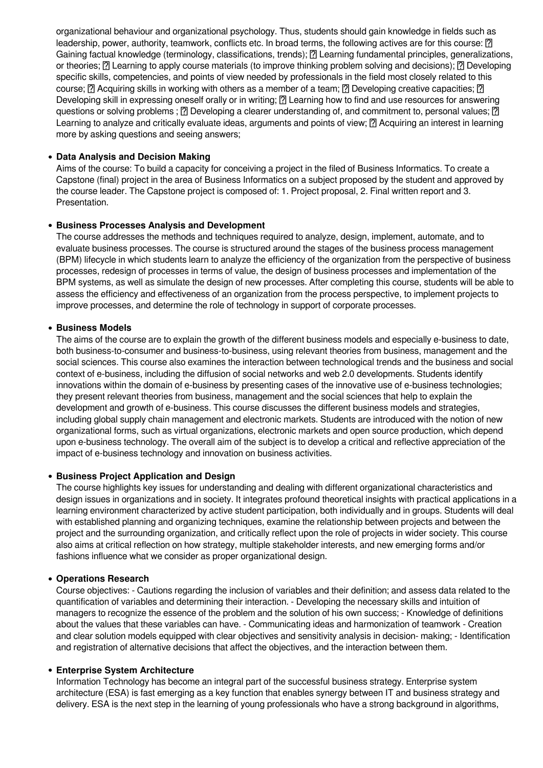organizational behaviour and organizational psychology. Thus, students should gain knowledge in fields such as leadership, power, authority, teamwork, conflicts etc. In broad terms, the following actives are for this course: ⍰ Gaining factual knowledge (terminology, classifications, trends); ⍰ Learning fundamental principles, generalizations, or theories; ⍰ Learning to apply course materials (to improve thinking problem solving and decisions); ⍰ Developing specific skills, competencies, and points of view needed by professionals in the field most closely related to this course; ⍰ Acquiring skills in working with others as a member of a team; ⍰ Developing creative capacities; ⍰ Developing skill in expressing oneself orally or in writing; ⍰ Learning how to find and use resources for answering questions or solving problems ; ⍰ Developing a clearer understanding of, and commitment to, personal values; ⍰ Learning to analyze and critically evaluate ideas, arguments and points of view; ⍰ Acquiring an interest in learning more by asking questions and seeing answers;

- **Data Analysis and Decision Making**
  Aims of the course: To build a capacity for conceiving a project in the filed of Business Informatics. To create a Capstone (final) project in the area of Business Informatics on a subject proposed by the student and approved by the course leader. The Capstone project is composed of: 1. Project proposal, 2. Final written report and 3. Presentation.

- **Business Processes Analysis and Development**
  The course addresses the methods and techniques required to analyze, design, implement, automate, and to evaluate business processes. The course is structured around the stages of the business process management (BPM) lifecycle in which students learn to analyze the efficiency of the organization from the perspective of business processes, redesign of processes in terms of value, the design of business processes and implementation of the BPM systems, as well as simulate the design of new processes. After completing this course, students will be able to assess the efficiency and effectiveness of an organization from the process perspective, to implement projects to improve processes, and determine the role of technology in support of corporate processes.

- **Business Models**
  The aims of the course are to explain the growth of the different business models and especially e-business to date, both business-to-consumer and business-to-business, using relevant theories from business, management and the social sciences. This course also examines the interaction between technological trends and the business and social context of e-business, including the diffusion of social networks and web 2.0 developments. Students identify innovations within the domain of e-business by presenting cases of the innovative use of e-business technologies; they present relevant theories from business, management and the social sciences that help to explain the development and growth of e-business. This course discusses the different business models and strategies, including global supply chain management and electronic markets. Students are introduced with the notion of new organizational forms, such as virtual organizations, electronic markets and open source production, which depend upon e-business technology. The overall aim of the subject is to develop a critical and reflective appreciation of the impact of e-business technology and innovation on business activities.

- **Business Project Application and Design**
  The course highlights key issues for understanding and dealing with different organizational characteristics and design issues in organizations and in society. It integrates profound theoretical insights with practical applications in a learning environment characterized by active student participation, both individually and in groups. Students will deal with established planning and organizing techniques, examine the relationship between projects and between the project and the surrounding organization, and critically reflect upon the role of projects in wider society. This course also aims at critical reflection on how strategy, multiple stakeholder interests, and new emerging forms and/or fashions influence what we consider as proper organizational design.

- **Operations Research**
  Course objectives: - Cautions regarding the inclusion of variables and their definition; and assess data related to the quantification of variables and determining their interaction. - Developing the necessary skills and intuition of managers to recognize the essence of the problem and the solution of his own success; - Knowledge of definitions about the values that these variables can have. - Communicating ideas and harmonization of teamwork - Creation and clear solution models equipped with clear objectives and sensitivity analysis in decision- making; - Identification and registration of alternative decisions that affect the objectives, and the interaction between them.

- **Enterprise System Architecture**
  Information Technology has become an integral part of the successful business strategy. Enterprise system architecture (ESA) is fast emerging as a key function that enables synergy between IT and business strategy and delivery. ESA is the next step in the learning of young professionals who have a strong background in algorithms,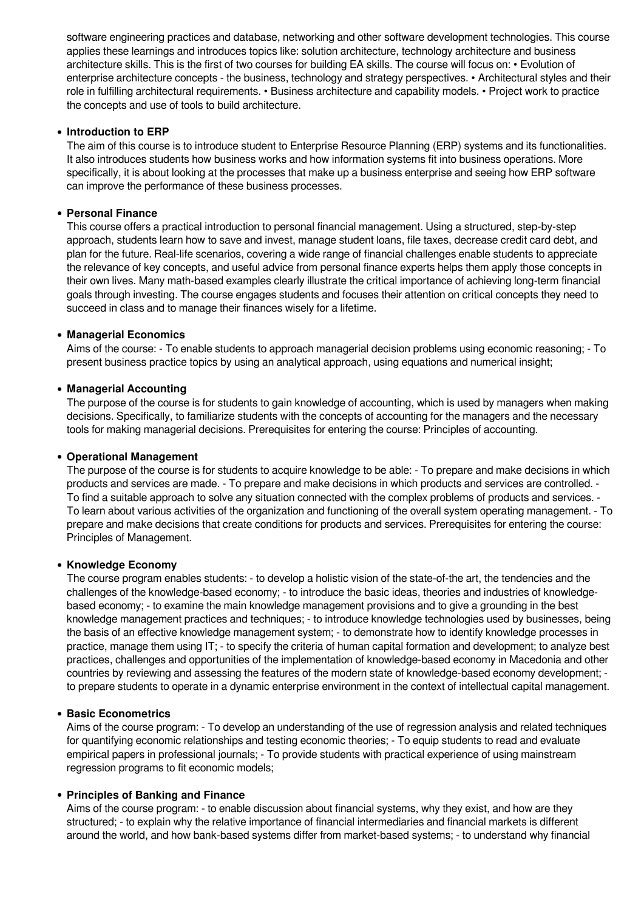software engineering practices and database, networking and other software development technologies. This course applies these learnings and introduces topics like: solution architecture, technology architecture and business architecture skills. This is the first of two courses for building EA skills. The course will focus on: • Evolution of enterprise architecture concepts - the business, technology and strategy perspectives. • Architectural styles and their role in fulfilling architectural requirements. • Business architecture and capability models. • Project work to practice the concepts and use of tools to build architecture.

- **Introduction to ERP**
  The aim of this course is to introduce student to Enterprise Resource Planning (ERP) systems and its functionalities. It also introduces students how business works and how information systems fit into business operations. More specifically, it is about looking at the processes that make up a business enterprise and seeing how ERP software can improve the performance of these business processes.

- **Personal Finance**
  This course offers a practical introduction to personal financial management. Using a structured, step-by-step approach, students learn how to save and invest, manage student loans, file taxes, decrease credit card debt, and plan for the future. Real-life scenarios, covering a wide range of financial challenges enable students to appreciate the relevance of key concepts, and useful advice from personal finance experts helps them apply those concepts in their own lives. Many math-based examples clearly illustrate the critical importance of achieving long-term financial goals through investing. The course engages students and focuses their attention on critical concepts they need to succeed in class and to manage their finances wisely for a lifetime.

- **Managerial Economics**
  Aims of the course: - To enable students to approach managerial decision problems using economic reasoning; - To present business practice topics by using an analytical approach, using equations and numerical insight;

- **Managerial Accounting**
  The purpose of the course is for students to gain knowledge of accounting, which is used by managers when making decisions. Specifically, to familiarize students with the concepts of accounting for the managers and the necessary tools for making managerial decisions. Prerequisites for entering the course: Principles of accounting.

- **Operational Management**
  The purpose of the course is for students to acquire knowledge to be able: - To prepare and make decisions in which products and services are made. - To prepare and make decisions in which products and services are controlled. - To find a suitable approach to solve any situation connected with the complex problems of products and services. - To learn about various activities of the organization and functioning of the overall system operating management. - To prepare and make decisions that create conditions for products and services. Prerequisites for entering the course: Principles of Management.

- **Knowledge Economy**
  The course program enables students: - to develop a holistic vision of the state-of-the art, the tendencies and the challenges of the knowledge-based economy; - to introduce the basic ideas, theories and industries of knowledge-based economy; - to examine the main knowledge management provisions and to give a grounding in the best knowledge management practices and techniques; - to introduce knowledge technologies used by businesses, being the basis of an effective knowledge management system; - to demonstrate how to identify knowledge processes in practice, manage them using IT; - to specify the criteria of human capital formation and development; to analyze best practices, challenges and opportunities of the implementation of knowledge-based economy in Macedonia and other countries by reviewing and assessing the features of the modern state of knowledge-based economy development; - to prepare students to operate in a dynamic enterprise environment in the context of intellectual capital management.

- **Basic Econometrics**
  Aims of the course program: - To develop an understanding of the use of regression analysis and related techniques for quantifying economic relationships and testing economic theories; - To equip students to read and evaluate empirical papers in professional journals; - To provide students with practical experience of using mainstream regression programs to fit economic models;

- **Principles of Banking and Finance**
  Aims of the course program: - to enable discussion about financial systems, why they exist, and how are they structured; - to explain why the relative importance of financial intermediaries and financial markets is different around the world, and how bank-based systems differ from market-based systems; - to understand why financial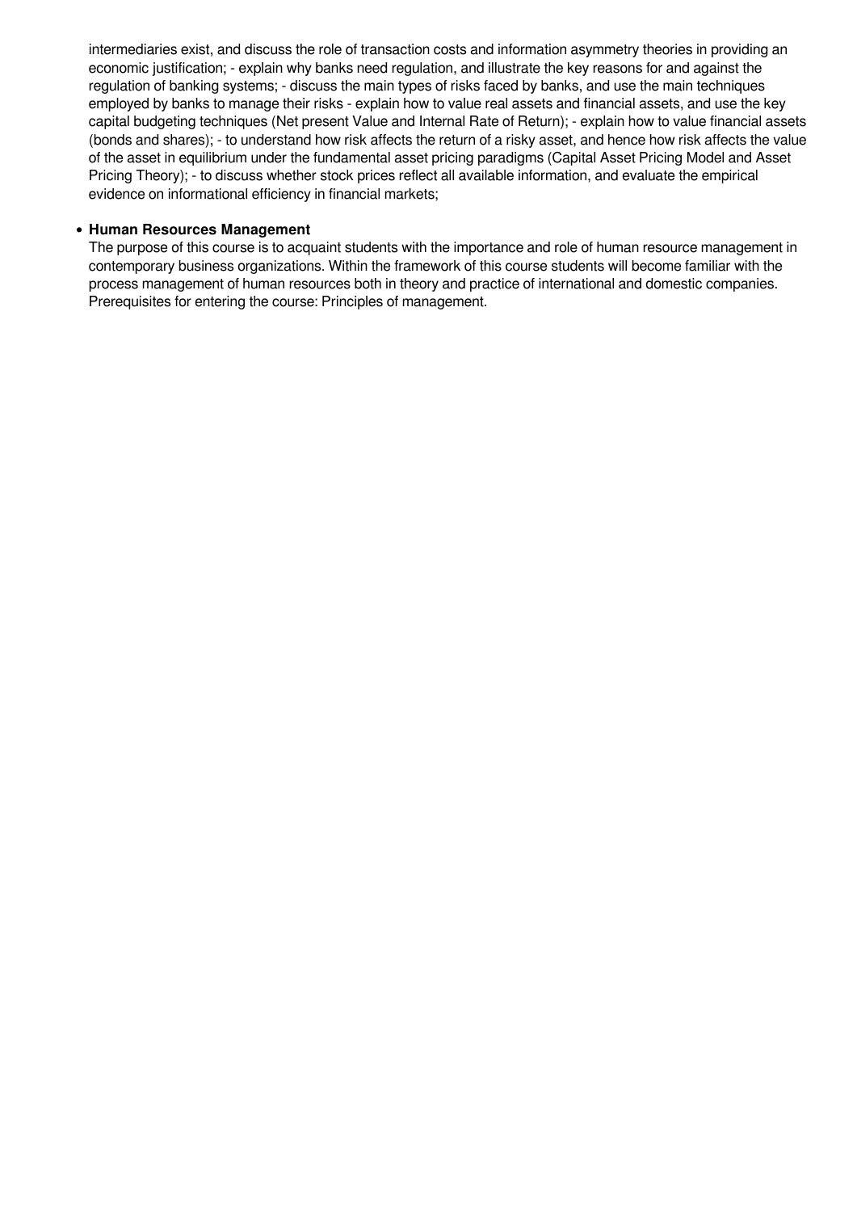intermediaries exist, and discuss the role of transaction costs and information asymmetry theories in providing an economic justification; - explain why banks need regulation, and illustrate the key reasons for and against the regulation of banking systems; - discuss the main types of risks faced by banks, and use the main techniques employed by banks to manage their risks - explain how to value real assets and financial assets, and use the key capital budgeting techniques (Net present Value and Internal Rate of Return); - explain how to value financial assets (bonds and shares); - to understand how risk affects the return of a risky asset, and hence how risk affects the value of the asset in equilibrium under the fundamental asset pricing paradigms (Capital Asset Pricing Model and Asset Pricing Theory); - to discuss whether stock prices reflect all available information, and evaluate the empirical evidence on informational efficiency in financial markets;

- **Human Resources Management**
  The purpose of this course is to acquaint students with the importance and role of human resource management in contemporary business organizations. Within the framework of this course students will become familiar with the process management of human resources both in theory and practice of international and domestic companies. Prerequisites for entering the course: Principles of management.